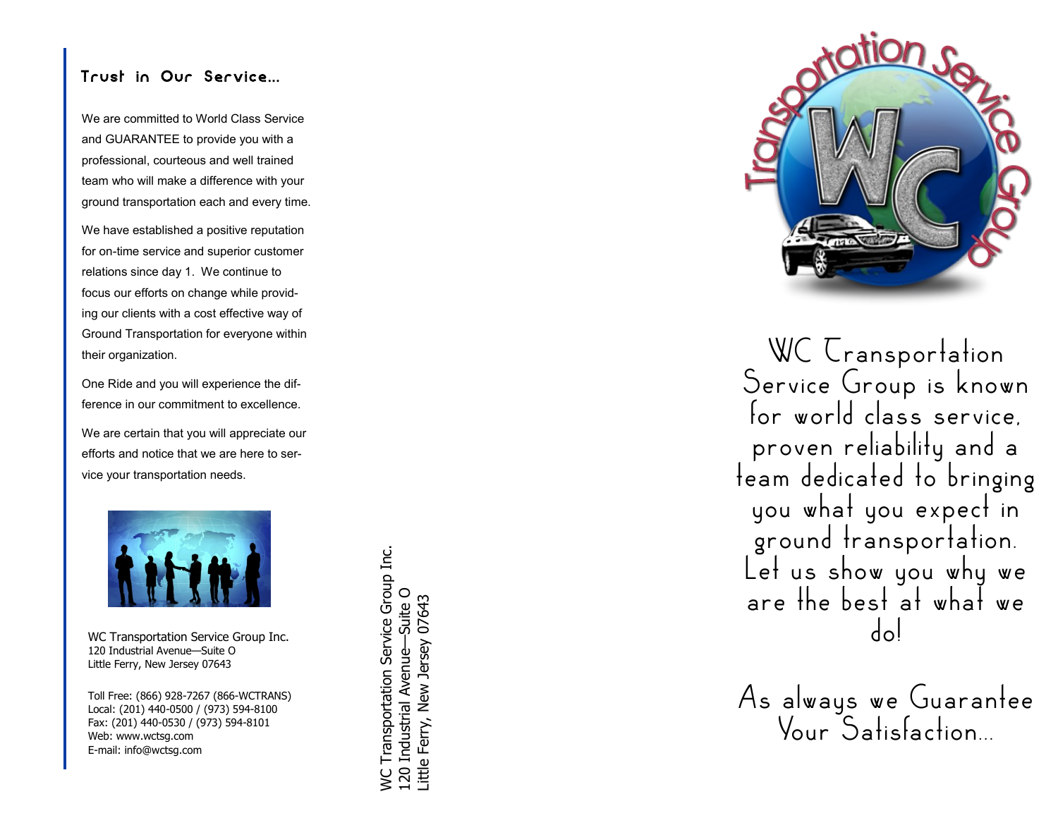## Trust in Our Service...

We are committed to World Class Service and GUARANTEE to provide you with a professional, courteous and well trained team who will make a difference with your ground transportation each and every time.

We have established a positive reputation for on-time service and superior customer relations since day 1. We continue to focus our efforts on change while providing our clients with a cost effective way of Ground Transportation for everyone within their organization.

One Ride and you will experience the difference in our commitment to excellence.

We are certain that you will appreciate our efforts and notice that we are here to service your transportation needs.

WC Transportation Service Group Inc.
120 Industrial Avenue—Suite O
Little Ferry, New Jersey 07643

Toll Free: (866) 928-7267 (866-WCTRANS)
Local: (201) 440-0500 / (973) 594-8100
Fax: (201) 440-0530 / (973) 594-8101
Web: www.wctsg.com
E-mail: info@wctsg.com

WC Transportation Service Group Inc.
120 Industrial Avenue—Suite O
Little Ferry, New Jersey 07643

Transportation Service Group

WC Transportation Service Group is known for world class service, proven reliability and a team dedicated to bringing you what you expect in ground transportation. Let us show you why we are the best at what we do!

As always we Guarantee Your Satisfaction...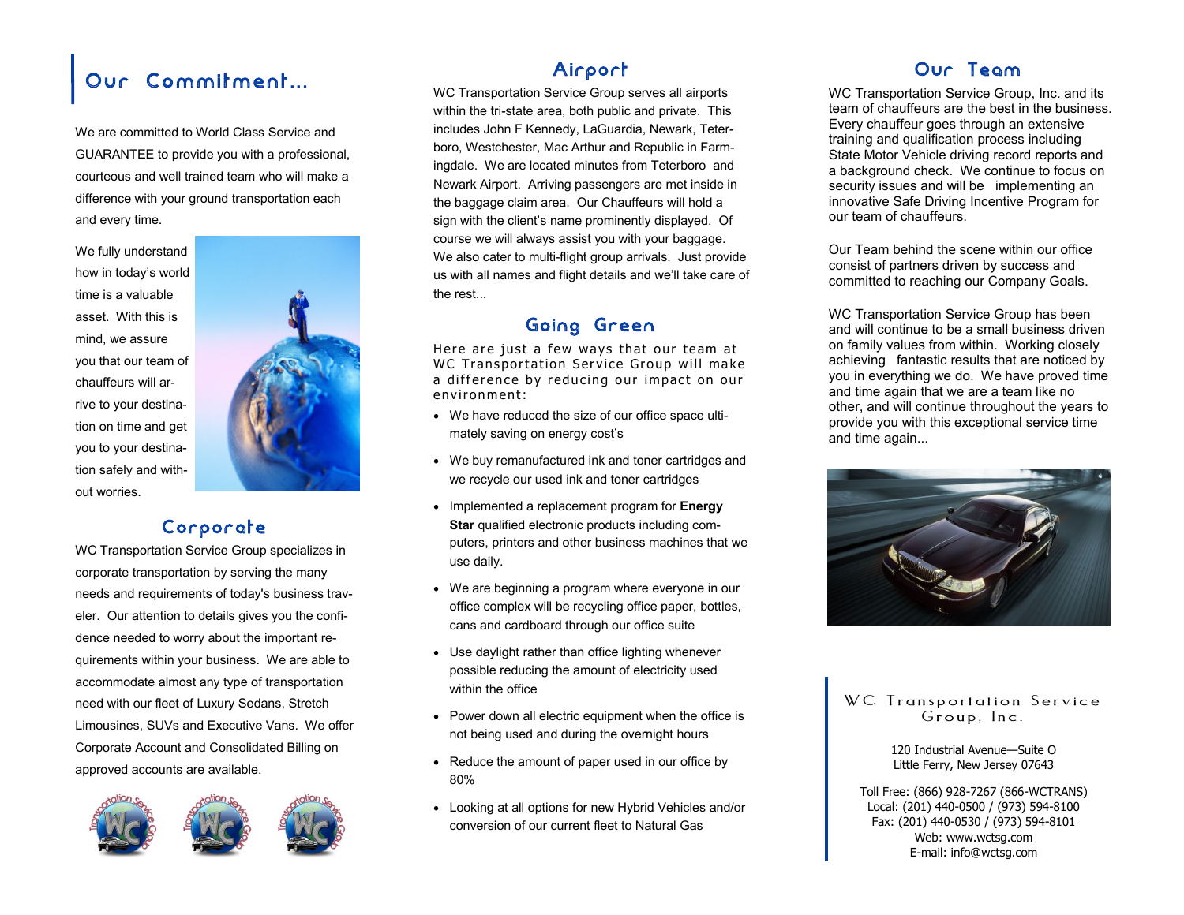## Our Commitment...

We are committed to World Class Service and GUARANTEE to provide you with a professional, courteous and well trained team who will make a difference with your ground transportation each and every time.

We fully understand how in today's world time is a valuable asset. With this is mind, we assure you that our team of chauffeurs will arrive to your destination on time and get you to your destination safely and without worries.

## Corporate

WC Transportation Service Group specializes in corporate transportation by serving the many needs and requirements of today's business traveler. Our attention to details gives you the confidence needed to worry about the important requirements within your business. We are able to accommodate almost any type of transportation need with our fleet of Luxury Sedans, Stretch Limousines, SUVs and Executive Vans. We offer Corporate Account and Consolidated Billing on approved accounts are available.

## Airport

WC Transportation Service Group serves all airports within the tri-state area, both public and private. This includes John F Kennedy, LaGuardia, Newark, Teterboro, Westchester, Mac Arthur and Republic in Farmingdale. We are located minutes from Teterboro and Newark Airport. Arriving passengers are met inside in the baggage claim area. Our Chauffeurs will hold a sign with the client's name prominently displayed. Of course we will always assist you with your baggage. We also cater to multi-flight group arrivals. Just provide us with all names and flight details and we'll take care of the rest...

## Going Green

Here are just a few ways that our team at WC Transportation Service Group will make a difference by reducing our impact on our environment:

- We have reduced the size of our office space ultimately saving on energy cost's
- We buy remanufactured ink and toner cartridges and we recycle our used ink and toner cartridges
- Implemented a replacement program for **Energy Star** qualified electronic products including computers, printers and other business machines that we use daily.
- We are beginning a program where everyone in our office complex will be recycling office paper, bottles, cans and cardboard through our office suite
- Use daylight rather than office lighting whenever possible reducing the amount of electricity used within the office
- Power down all electric equipment when the office is not being used and during the overnight hours
- Reduce the amount of paper used in our office by 80%
- Looking at all options for new Hybrid Vehicles and/or conversion of our current fleet to Natural Gas

## Our Team

WC Transportation Service Group, Inc. and its team of chauffeurs are the best in the business. Every chauffeur goes through an extensive training and qualification process including State Motor Vehicle driving record reports and a background check. We continue to focus on security issues and will be implementing an innovative Safe Driving Incentive Program for our team of chauffeurs.

Our Team behind the scene within our office consist of partners driven by success and committed to reaching our Company Goals.

WC Transportation Service Group has been and will continue to be a small business driven on family values from within. Working closely achieving fantastic results that are noticed by you in everything we do. We have proved time and time again that we are a team like no other, and will continue throughout the years to provide you with this exceptional service time and time again...

WC Transportation Service Group, Inc.

120 Industrial Avenue—Suite O
Little Ferry, New Jersey 07643

Toll Free: (866) 928-7267 (866-WCTRANS)
Local: (201) 440-0500 / (973) 594-8100
Fax: (201) 440-0530 / (973) 594-8101
Web: www.wctsg.com
E-mail: info@wctsg.com